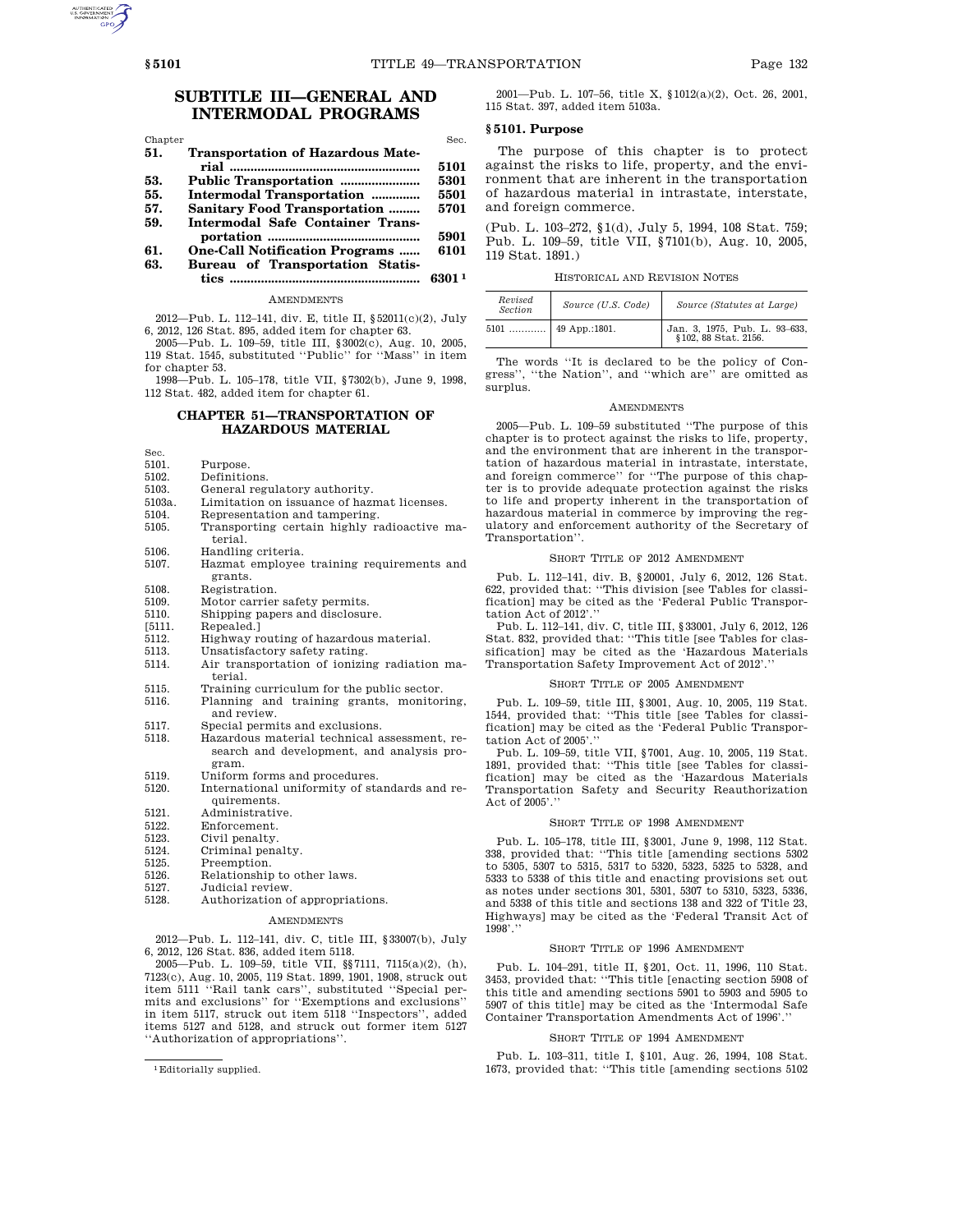# SUBTITLE III—GENERAL AND INTERMODAL PROGRAMS

| Chapter | | Sec. |
|---|---|---|
| 51. | Transportation of Hazardous Material | 5101 |
| 53. | Public Transportation | 5301 |
| 55. | Intermodal Transportation | 5501 |
| 57. | Sanitary Food Transportation | 5701 |
| 59. | Intermodal Safe Container Transportation | 5901 |
| 61. | One-Call Notification Programs | 6101 |
| 63. | Bureau of Transportation Statistics | 6301[1] |

AMENDMENTS

2012—Pub. L. 112–141, div. E, title II, §52011(c)(2), July 6, 2012, 126 Stat. 895, added item for chapter 63.

2005—Pub. L. 109–59, title III, §3002(c), Aug. 10, 2005, 119 Stat. 1545, substituted ''Public'' for ''Mass'' in item for chapter 53.

1998—Pub. L. 105–178, title VII, §7302(b), June 9, 1998, 112 Stat. 482, added item for chapter 61.

## CHAPTER 51—TRANSPORTATION OF HAZARDOUS MATERIAL

| Sec. | |
|---|---|
| 5101. | Purpose. |
| 5102. | Definitions. |
| 5103. | General regulatory authority. |
| 5103a. | Limitation on issuance of hazmat licenses. |
| 5104. | Representation and tampering. |
| 5105. | Transporting certain highly radioactive material. |
| 5106. | Handling criteria. |
| 5107. | Hazmat employee training requirements and grants. |
| 5108. | Registration. |
| 5109. | Motor carrier safety permits. |
| 5110. | Shipping papers and disclosure. |
| [5111. | Repealed.] |
| 5112. | Highway routing of hazardous material. |
| 5113. | Unsatisfactory safety rating. |
| 5114. | Air transportation of ionizing radiation material. |
| 5115. | Training curriculum for the public sector. |
| 5116. | Planning and training grants, monitoring, and review. |
| 5117. | Special permits and exclusions. |
| 5118. | Hazardous material technical assessment, research and development, and analysis program. |
| 5119. | Uniform forms and procedures. |
| 5120. | International uniformity of standards and requirements. |
| 5121. | Administrative. |
| 5122. | Enforcement. |
| 5123. | Civil penalty. |
| 5124. | Criminal penalty. |
| 5125. | Preemption. |
| 5126. | Relationship to other laws. |
| 5127. | Judicial review. |
| 5128. | Authorization of appropriations. |

AMENDMENTS

2012—Pub. L. 112–141, div. C, title III, §33007(b), July 6, 2012, 126 Stat. 836, added item 5118.

2005—Pub. L. 109–59, title VII, §§7111, 7115(a)(2), (h), 7123(c), Aug. 10, 2005, 119 Stat. 1899, 1901, 1908, struck out item 5111 ''Rail tank cars'', substituted ''Special permits and exclusions'' for ''Exemptions and exclusions'' in item 5117, struck out item 5118 ''Inspectors'', added items 5127 and 5128, and struck out former item 5127 ''Authorization of appropriations''.

2001—Pub. L. 107–56, title X, §1012(a)(2), Oct. 26, 2001, 115 Stat. 397, added item 5103a.

### §5101. Purpose

The purpose of this chapter is to protect against the risks to life, property, and the environment that are inherent in the transportation of hazardous material in intrastate, interstate, and foreign commerce.

(Pub. L. 103–272, §1(d), July 5, 1994, 108 Stat. 759; Pub. L. 109–59, title VII, §7101(b), Aug. 10, 2005, 119 Stat. 1891.)

HISTORICAL AND REVISION NOTES

| Revised Section | Source (U.S. Code) | Source (Statutes at Large) |
|---|---|---|
| 5101 | 49 App.:1801. | Jan. 3, 1975, Pub. L. 93–633, §102, 88 Stat. 2156. |

The words ''It is declared to be the policy of Congress'', ''the Nation'', and ''which are'' are omitted as surplus.

AMENDMENTS

2005—Pub. L. 109–59 substituted ''The purpose of this chapter is to protect against the risks to life, property, and the environment that are inherent in the transportation of hazardous material in intrastate, interstate, and foreign commerce'' for ''The purpose of this chapter is to provide adequate protection against the risks to life and property inherent in the transportation of hazardous material in commerce by improving the regulatory and enforcement authority of the Secretary of Transportation''.

SHORT TITLE OF 2012 AMENDMENT

Pub. L. 112–141, div. B, §20001, July 6, 2012, 126 Stat. 622, provided that: ''This division [see Tables for classification] may be cited as the 'Federal Public Transportation Act of 2012'.''

Pub. L. 112–141, div. C, title III, §33001, July 6, 2012, 126 Stat. 832, provided that: ''This title [see Tables for classification] may be cited as the 'Hazardous Materials Transportation Safety Improvement Act of 2012'.''

SHORT TITLE OF 2005 AMENDMENT

Pub. L. 109–59, title III, §3001, Aug. 10, 2005, 119 Stat. 1544, provided that: ''This title [see Tables for classification] may be cited as the 'Federal Public Transportation Act of 2005'.''

Pub. L. 109–59, title VII, §7001, Aug. 10, 2005, 119 Stat. 1891, provided that: ''This title [see Tables for classification] may be cited as the 'Hazardous Materials Transportation Safety and Security Reauthorization Act of 2005'.''

SHORT TITLE OF 1998 AMENDMENT

Pub. L. 105–178, title III, §3001, June 9, 1998, 112 Stat. 338, provided that: ''This title [amending sections 5302 to 5305, 5307 to 5315, 5317 to 5320, 5323, 5325 to 5328, and 5333 to 5338 of this title and enacting provisions set out as notes under sections 301, 5301, 5307 to 5310, 5323, 5336, and 5338 of this title and sections 138 and 322 of Title 23, Highways] may be cited as the 'Federal Transit Act of 1998'.''

SHORT TITLE OF 1996 AMENDMENT

Pub. L. 104–291, title II, §201, Oct. 11, 1996, 110 Stat. 3453, provided that: ''This title [enacting section 5908 of this title and amending sections 5901 to 5903 and 5905 to 5907 of this title] may be cited as the 'Intermodal Safe Container Transportation Amendments Act of 1996'.''

SHORT TITLE OF 1994 AMENDMENT

Pub. L. 103–311, title I, §101, Aug. 26, 1994, 108 Stat. 1673, provided that: ''This title [amending sections 5102

[1] Editorially supplied.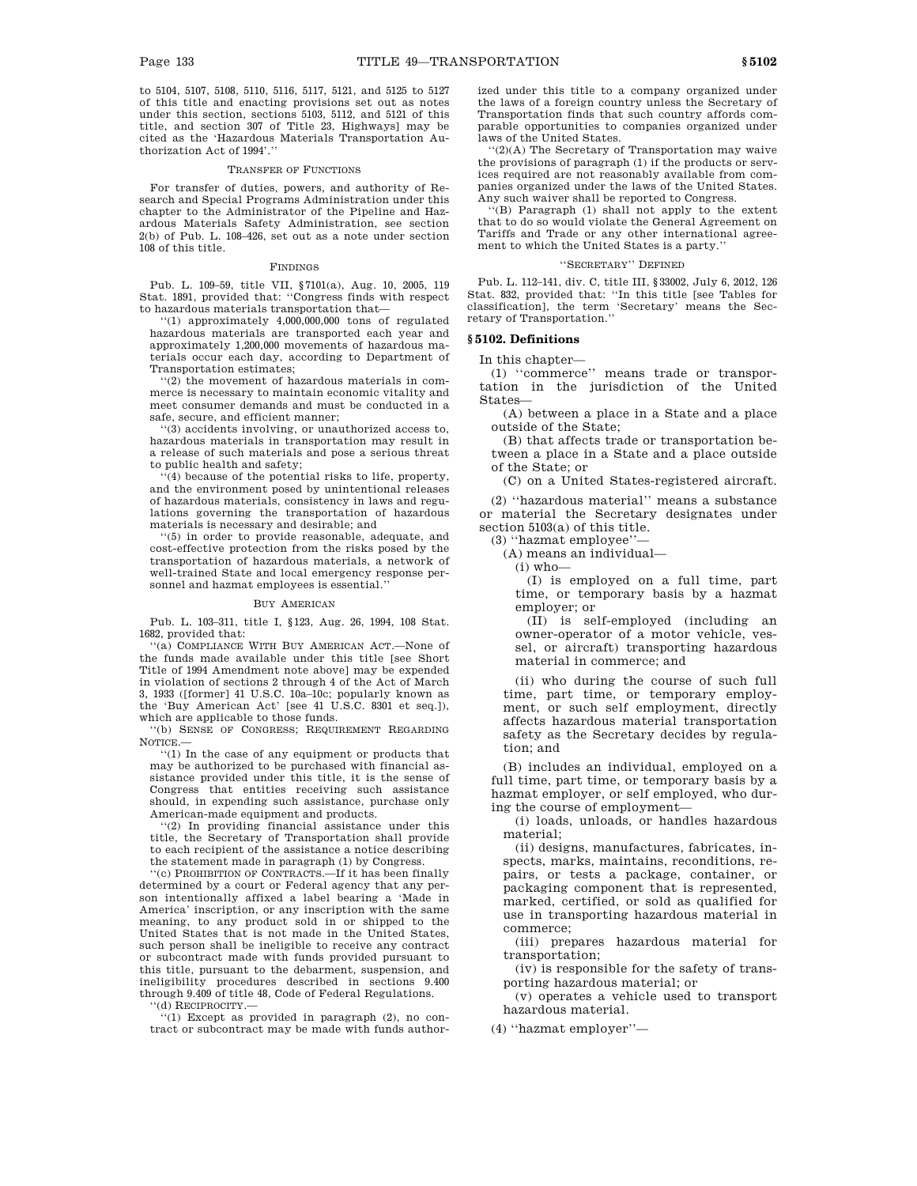to 5104, 5107, 5108, 5110, 5116, 5117, 5121, and 5125 to 5127 of this title and enacting provisions set out as notes under this section, sections 5103, 5112, and 5121 of this title, and section 307 of Title 23, Highways] may be cited as the 'Hazardous Materials Transportation Authorization Act of 1994'.''

TRANSFER OF FUNCTIONS

For transfer of duties, powers, and authority of Research and Special Programs Administration under this chapter to the Administrator of the Pipeline and Hazardous Materials Safety Administration, see section 2(b) of Pub. L. 108–426, set out as a note under section 108 of this title.

FINDINGS

Pub. L. 109–59, title VII, §7101(a), Aug. 10, 2005, 119 Stat. 1891, provided that: ''Congress finds with respect to hazardous materials transportation that—

''(1) approximately 4,000,000,000 tons of regulated hazardous materials are transported each year and approximately 1,200,000 movements of hazardous materials occur each day, according to Department of Transportation estimates;

''(2) the movement of hazardous materials in commerce is necessary to maintain economic vitality and meet consumer demands and must be conducted in a safe, secure, and efficient manner;

''(3) accidents involving, or unauthorized access to, hazardous materials in transportation may result in a release of such materials and pose a serious threat to public health and safety;

''(4) because of the potential risks to life, property, and the environment posed by unintentional releases of hazardous materials, consistency in laws and regulations governing the transportation of hazardous materials is necessary and desirable; and

''(5) in order to provide reasonable, adequate, and cost-effective protection from the risks posed by the transportation of hazardous materials, a network of well-trained State and local emergency response personnel and hazmat employees is essential.''

BUY AMERICAN

Pub. L. 103–311, title I, §123, Aug. 26, 1994, 108 Stat. 1682, provided that:

''(a) COMPLIANCE WITH BUY AMERICAN ACT.—None of the funds made available under this title [see Short Title of 1994 Amendment note above] may be expended in violation of sections 2 through 4 of the Act of March 3, 1933 ([former] 41 U.S.C. 10a–10c; popularly known as the 'Buy American Act' [see 41 U.S.C. 8301 et seq.]), which are applicable to those funds.

''(b) SENSE OF CONGRESS; REQUIREMENT REGARDING NOTICE.—

''(1) In the case of any equipment or products that may be authorized to be purchased with financial assistance provided under this title, it is the sense of Congress that entities receiving such assistance should, in expending such assistance, purchase only American-made equipment and products.

''(2) In providing financial assistance under this title, the Secretary of Transportation shall provide to each recipient of the assistance a notice describing the statement made in paragraph (1) by Congress.

''(c) PROHIBITION OF CONTRACTS.—If it has been finally determined by a court or Federal agency that any person intentionally affixed a label bearing a 'Made in America' inscription, or any inscription with the same meaning, to any product sold in or shipped to the United States that is not made in the United States, such person shall be ineligible to receive any contract or subcontract made with funds provided pursuant to this title, pursuant to the debarment, suspension, and ineligibility procedures described in sections 9.400 through 9.409 of title 48, Code of Federal Regulations.

''(d) RECIPROCITY.—

''(1) Except as provided in paragraph (2), no contract or subcontract may be made with funds authorized under this title to a company organized under the laws of a foreign country unless the Secretary of Transportation finds that such country affords comparable opportunities to companies organized under laws of the United States.

''(2)(A) The Secretary of Transportation may waive the provisions of paragraph (1) if the products or services required are not reasonably available from companies organized under the laws of the United States. Any such waiver shall be reported to Congress.

''(B) Paragraph (1) shall not apply to the extent that to do so would violate the General Agreement on Tariffs and Trade or any other international agreement to which the United States is a party.''

''SECRETARY'' DEFINED

Pub. L. 112–141, div. C, title III, §33002, July 6, 2012, 126 Stat. 832, provided that: ''In this title [see Tables for classification], the term 'Secretary' means the Secretary of Transportation.''

## §5102. Definitions

In this chapter—

(1) ''commerce'' means trade or transportation in the jurisdiction of the United States—

(A) between a place in a State and a place outside of the State;

(B) that affects trade or transportation between a place in a State and a place outside of the State; or

(C) on a United States-registered aircraft.

(2) ''hazardous material'' means a substance or material the Secretary designates under section 5103(a) of this title.

(3) ''hazmat employee''—

(A) means an individual—

(i) who—

(I) is employed on a full time, part time, or temporary basis by a hazmat employer; or

(II) is self-employed (including an owner-operator of a motor vehicle, vessel, or aircraft) transporting hazardous material in commerce; and

(ii) who during the course of such full time, part time, or temporary employment, or such self employment, directly affects hazardous material transportation safety as the Secretary decides by regulation; and

(B) includes an individual, employed on a full time, part time, or temporary basis by a hazmat employer, or self employed, who during the course of employment—

(i) loads, unloads, or handles hazardous material;

(ii) designs, manufactures, fabricates, inspects, marks, maintains, reconditions, repairs, or tests a package, container, or packaging component that is represented, marked, certified, or sold as qualified for use in transporting hazardous material in commerce;

(iii) prepares hazardous material for transportation;

(iv) is responsible for the safety of transporting hazardous material; or

(v) operates a vehicle used to transport hazardous material.

(4) ''hazmat employer''—